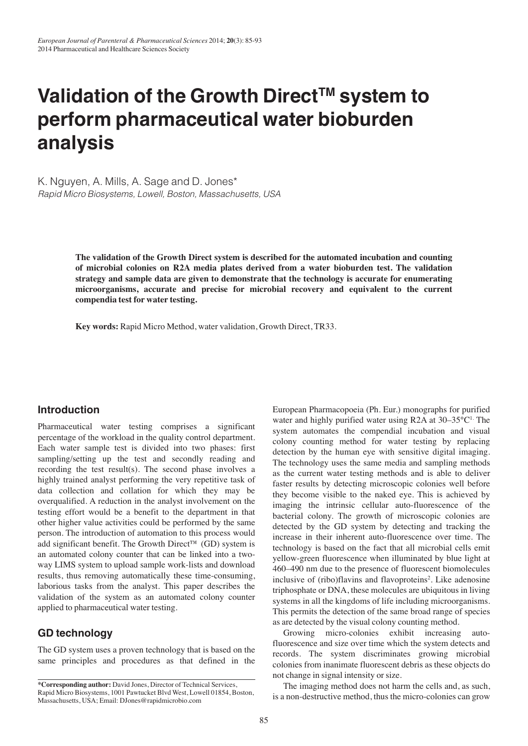# Validation of the Growth Direct™ system to perform pharmaceutical water bioburden analysis

K. Nguyen, A. Mills, A. Sage and D. Jones*

*Rapid Micro Biosystems, Lowell, Boston, Massachusetts, USA*

**The validation of the Growth Direct system is described for the automated incubation and counting of microbial colonies on R2A media plates derived from a water bioburden test. The validation strategy and sample data are given to demonstrate that the technology is accurate for enumerating microorganisms, accurate and precise for microbial recovery and equivalent to the current compendia test for water testing.**

**Key words:** Rapid Micro Method, water validation, Growth Direct, TR33.

## Introduction

Pharmaceutical water testing comprises a significant percentage of the workload in the quality control department. Each water sample test is divided into two phases: first sampling/setting up the test and secondly reading and recording the test result(s). The second phase involves a highly trained analyst performing the very repetitive task of data collection and collation for which they may be overqualified. A reduction in the analyst involvement on the testing effort would be a benefit to the department in that other higher value activities could be performed by the same person. The introduction of automation to this process would add significant benefit. The Growth Direct™ (GD) system is an automated colony counter that can be linked into a two-way LIMS system to upload sample work-lists and download results, thus removing automatically these time-consuming, laborious tasks from the analyst. This paper describes the validation of the system as an automated colony counter applied to pharmaceutical water testing.

## GD technology

The GD system uses a proven technology that is based on the same principles and procedures as that defined in the European Pharmacopoeia (Ph. Eur.) monographs for purified water and highly purified water using R2A at 30–35°C[1]. The system automates the compendial incubation and visual colony counting method for water testing by replacing detection by the human eye with sensitive digital imaging. The technology uses the same media and sampling methods as the current water testing methods and is able to deliver faster results by detecting microscopic colonies well before they become visible to the naked eye. This is achieved by imaging the intrinsic cellular auto-fluorescence of the bacterial colony. The growth of microscopic colonies are detected by the GD system by detecting and tracking the increase in their inherent auto-fluorescence over time. The technology is based on the fact that all microbial cells emit yellow-green fluorescence when illuminated by blue light at 460–490 nm due to the presence of fluorescent biomolecules inclusive of (ribo)flavins and flavoproteins[2]. Like adenosine triphosphate or DNA, these molecules are ubiquitous in living systems in all the kingdoms of life including microorganisms. This permits the detection of the same broad range of species as are detected by the visual colony counting method.

Growing micro-colonies exhibit increasing auto-fluorescence and size over time which the system detects and records. The system discriminates growing microbial colonies from inanimate fluorescent debris as these objects do not change in signal intensity or size.

The imaging method does not harm the cells and, as such, is a non-destructive method, thus the micro-colonies can grow

---

**\*Corresponding author:** David Jones, Director of Technical Services, Rapid Micro Biosystems, 1001 Pawtucket Blvd West, Lowell 01854, Boston, Massachusetts, USA; Email: DJones@rapidmicrobio.com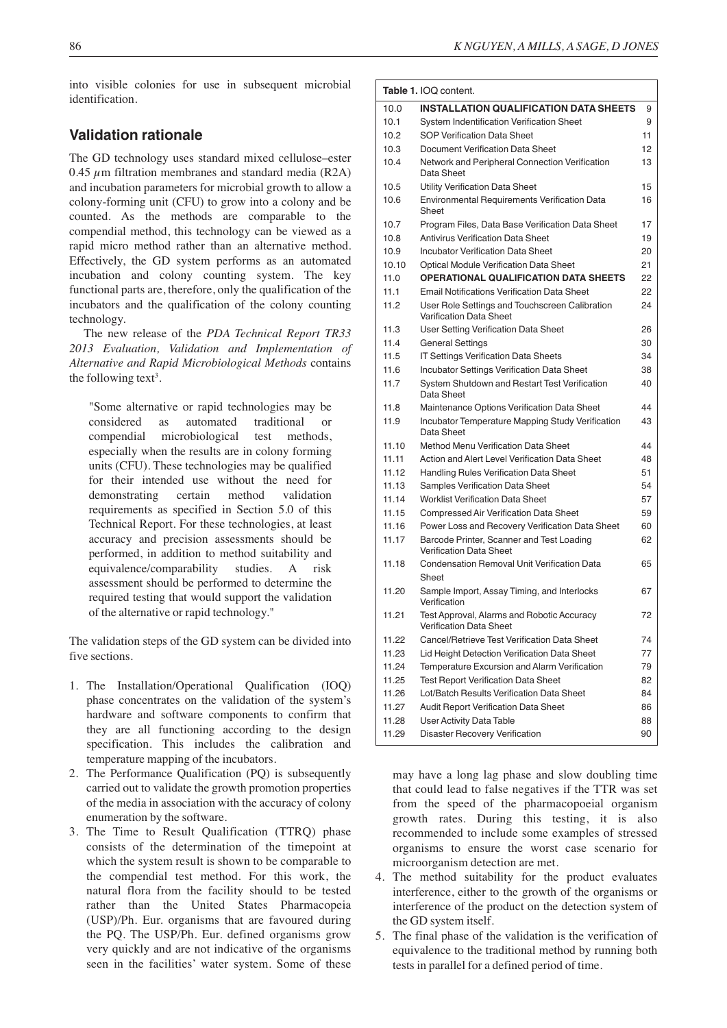into visible colonies for use in subsequent microbial identification.

## Validation rationale

The GD technology uses standard mixed cellulose–ester 0.45 $\mu$m filtration membranes and standard media (R2A) and incubation parameters for microbial growth to allow a colony-forming unit (CFU) to grow into a colony and be counted. As the methods are comparable to the compendial method, this technology can be viewed as a rapid micro method rather than an alternative method. Effectively, the GD system performs as an automated incubation and colony counting system. The key functional parts are, therefore, only the qualification of the incubators and the qualification of the colony counting technology.

The new release of the *PDA Technical Report TR33 2013 Evaluation, Validation and Implementation of Alternative and Rapid Microbiological Methods* contains the following text[3].

> "Some alternative or rapid technologies may be considered as automated traditional or compendial microbiological test methods, especially when the results are in colony forming units (CFU). These technologies may be qualified for their intended use without the need for demonstrating certain method validation requirements as specified in Section 5.0 of this Technical Report. For these technologies, at least accuracy and precision assessments should be performed, in addition to method suitability and equivalence/comparability studies. A risk assessment should be performed to determine the required testing that would support the validation of the alternative or rapid technology."

The validation steps of the GD system can be divided into five sections.

1. The Installation/Operational Qualification (IOQ) phase concentrates on the validation of the system's hardware and software components to confirm that they are all functioning according to the design specification. This includes the calibration and temperature mapping of the incubators.
2. The Performance Qualification (PQ) is subsequently carried out to validate the growth promotion properties of the media in association with the accuracy of colony enumeration by the software.
3. The Time to Result Qualification (TTRQ) phase consists of the determination of the timepoint at which the system result is shown to be comparable to the compendial test method. For this work, the natural flora from the facility should to be tested rather than the United States Pharmacopeia (USP)/Ph. Eur. organisms that are favoured during the PQ. The USP/Ph. Eur. defined organisms grow very quickly and are not indicative of the organisms seen in the facilities' water system. Some of these may have a long lag phase and slow doubling time that could lead to false negatives if the TTR was set from the speed of the pharmacopoeial organism growth rates. During this testing, it is also recommended to include some examples of stressed organisms to ensure the worst case scenario for microorganism detection are met.
4. The method suitability for the product evaluates interference, either to the growth of the organisms or interference of the product on the detection system of the GD system itself.
5. The final phase of the validation is the verification of equivalence to the traditional method by running both tests in parallel for a defined period of time.

**Table 1.** IOQ content.

| | | |
|---|---|---|
| 10.0 | **INSTALLATION QUALIFICATION DATA SHEETS** | 9 |
| 10.1 | System Indentification Verification Sheet | 9 |
| 10.2 | SOP Verification Data Sheet | 11 |
| 10.3 | Document Verification Data Sheet | 12 |
| 10.4 | Network and Peripheral Connection Verification Data Sheet | 13 |
| 10.5 | Utility Verification Data Sheet | 15 |
| 10.6 | Environmental Requirements Verification Data Sheet | 16 |
| 10.7 | Program Files, Data Base Verification Data Sheet | 17 |
| 10.8 | Antivirus Verification Data Sheet | 19 |
| 10.9 | Incubator Verification Data Sheet | 20 |
| 10.10 | Optical Module Verification Data Sheet | 21 |
| 11.0 | **OPERATIONAL QUALIFICATION DATA SHEETS** | 22 |
| 11.1 | Email Notifications Verification Data Sheet | 22 |
| 11.2 | User Role Settings and Touchscreen Calibration Varification Data Sheet | 24 |
| 11.3 | User Setting Verification Data Sheet | 26 |
| 11.4 | General Settings | 30 |
| 11.5 | IT Settings Verification Data Sheets | 34 |
| 11.6 | Incubator Settings Verification Data Sheet | 38 |
| 11.7 | System Shutdown and Restart Test Verification Data Sheet | 40 |
| 11.8 | Maintenance Options Verification Data Sheet | 44 |
| 11.9 | Incubator Temperature Mapping Study Verification Data Sheet | 43 |
| 11.10 | Method Menu Verification Data Sheet | 44 |
| 11.11 | Action and Alert Level Verification Data Sheet | 48 |
| 11.12 | Handling Rules Verification Data Sheet | 51 |
| 11.13 | Samples Verification Data Sheet | 54 |
| 11.14 | Worklist Verification Data Sheet | 57 |
| 11.15 | Compressed Air Verification Data Sheet | 59 |
| 11.16 | Power Loss and Recovery Verification Data Sheet | 60 |
| 11.17 | Barcode Printer, Scanner and Test Loading Verification Data Sheet | 62 |
| 11.18 | Condensation Removal Unit Verification Data Sheet | 65 |
| 11.20 | Sample Import, Assay Timing, and Interlocks Verification | 67 |
| 11.21 | Test Approval, Alarms and Robotic Accuracy Verification Data Sheet | 72 |
| 11.22 | Cancel/Retrieve Test Verification Data Sheet | 74 |
| 11.23 | Lid Height Detection Verification Data Sheet | 77 |
| 11.24 | Temperature Excursion and Alarm Verification | 79 |
| 11.25 | Test Report Verification Data Sheet | 82 |
| 11.26 | Lot/Batch Results Verification Data Sheet | 84 |
| 11.27 | Audit Report Verification Data Sheet | 86 |
| 11.28 | User Activity Data Table | 88 |
| 11.29 | Disaster Recovery Verification | 90 |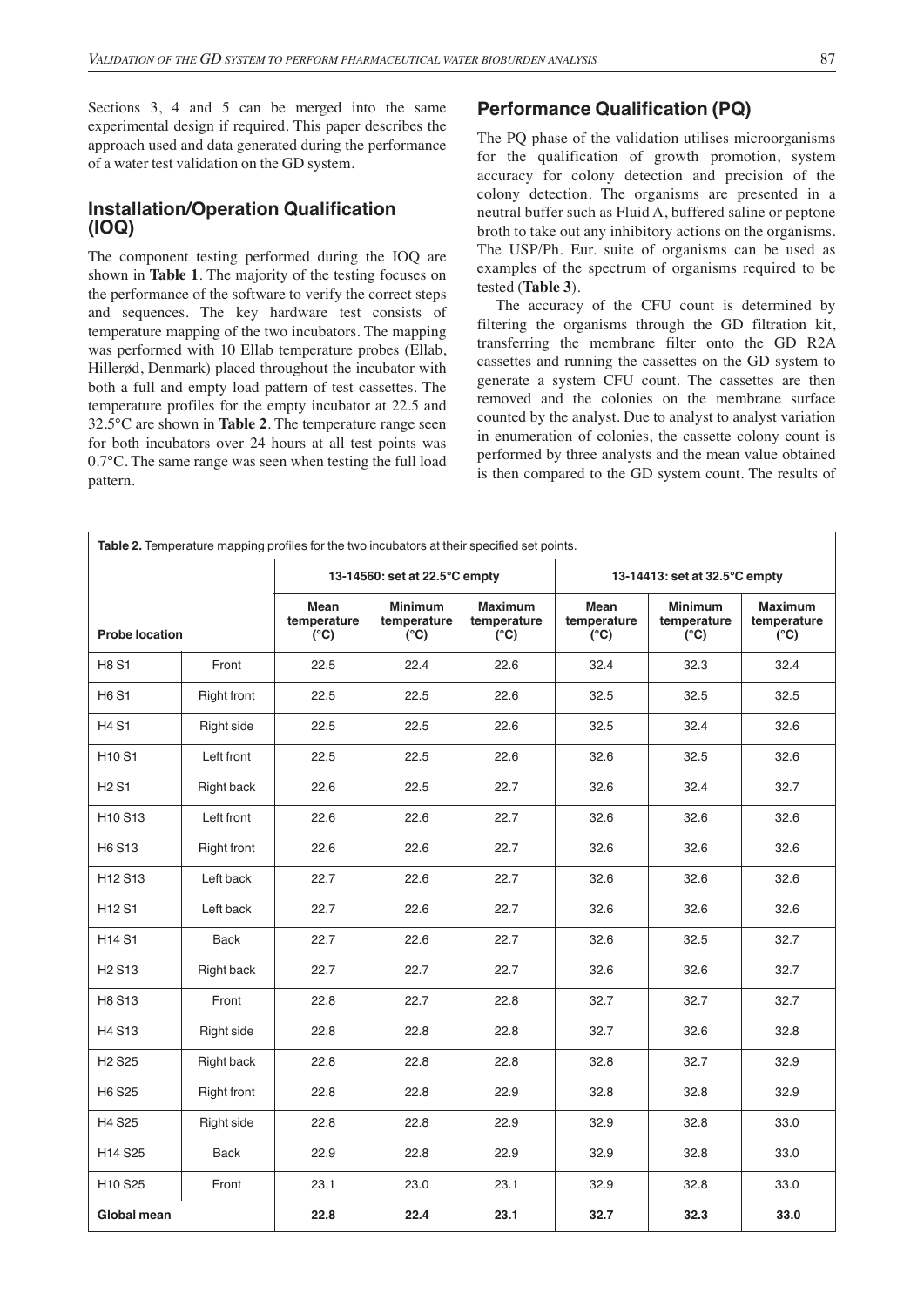Sections 3, 4 and 5 can be merged into the same experimental design if required. This paper describes the approach used and data generated during the performance of a water test validation on the GD system.

## Installation/Operation Qualification (IOQ)

The component testing performed during the IOQ are shown in **Table 1**. The majority of the testing focuses on the performance of the software to verify the correct steps and sequences. The key hardware test consists of temperature mapping of the two incubators. The mapping was performed with 10 Ellab temperature probes (Ellab, Hillerød, Denmark) placed throughout the incubator with both a full and empty load pattern of test cassettes. The temperature profiles for the empty incubator at 22.5 and 32.5°C are shown in **Table 2**. The temperature range seen for both incubators over 24 hours at all test points was 0.7°C. The same range was seen when testing the full load pattern.

## Performance Qualification (PQ)

The PQ phase of the validation utilises microorganisms for the qualification of growth promotion, system accuracy for colony detection and precision of the colony detection. The organisms are presented in a neutral buffer such as Fluid A, buffered saline or peptone broth to take out any inhibitory actions on the organisms. The USP/Ph. Eur. suite of organisms can be used as examples of the spectrum of organisms required to be tested (**Table 3**).

The accuracy of the CFU count is determined by filtering the organisms through the GD filtration kit, transferring the membrane filter onto the GD R2A cassettes and running the cassettes on the GD system to generate a system CFU count. The cassettes are then removed and the colonies on the membrane surface counted by the analyst. Due to analyst to analyst variation in enumeration of colonies, the cassette colony count is performed by three analysts and the mean value obtained is then compared to the GD system count. The results of

**Table 2.** Temperature mapping profiles for the two incubators at their specified set points.

| Probe location | | 13-14560: set at 22.5°C empty | | | 13-14413: set at 32.5°C empty | | |
|---|---|---|---|---|---|---|---|
| | | Mean temperature (°C) | Minimum temperature (°C) | Maximum temperature (°C) | Mean temperature (°C) | Minimum temperature (°C) | Maximum temperature (°C) |
| H8 S1 | Front | 22.5 | 22.4 | 22.6 | 32.4 | 32.3 | 32.4 |
| H6 S1 | Right front | 22.5 | 22.5 | 22.6 | 32.5 | 32.5 | 32.5 |
| H4 S1 | Right side | 22.5 | 22.5 | 22.6 | 32.5 | 32.4 | 32.6 |
| H10 S1 | Left front | 22.5 | 22.5 | 22.6 | 32.6 | 32.5 | 32.6 |
| H2 S1 | Right back | 22.6 | 22.5 | 22.7 | 32.6 | 32.4 | 32.7 |
| H10 S13 | Left front | 22.6 | 22.6 | 22.7 | 32.6 | 32.6 | 32.6 |
| H6 S13 | Right front | 22.6 | 22.6 | 22.7 | 32.6 | 32.6 | 32.6 |
| H12 S13 | Left back | 22.7 | 22.6 | 22.7 | 32.6 | 32.6 | 32.6 |
| H12 S1 | Left back | 22.7 | 22.6 | 22.7 | 32.6 | 32.6 | 32.6 |
| H14 S1 | Back | 22.7 | 22.6 | 22.7 | 32.6 | 32.5 | 32.7 |
| H2 S13 | Right back | 22.7 | 22.7 | 22.7 | 32.6 | 32.6 | 32.7 |
| H8 S13 | Front | 22.8 | 22.7 | 22.8 | 32.7 | 32.7 | 32.7 |
| H4 S13 | Right side | 22.8 | 22.8 | 22.8 | 32.7 | 32.6 | 32.8 |
| H2 S25 | Right back | 22.8 | 22.8 | 22.8 | 32.8 | 32.7 | 32.9 |
| H6 S25 | Right front | 22.8 | 22.8 | 22.9 | 32.8 | 32.8 | 32.9 |
| H4 S25 | Right side | 22.8 | 22.8 | 22.9 | 32.9 | 32.8 | 33.0 |
| H14 S25 | Back | 22.9 | 22.8 | 22.9 | 32.9 | 32.8 | 33.0 |
| H10 S25 | Front | 23.1 | 23.0 | 23.1 | 32.9 | 32.8 | 33.0 |
| **Global mean** | | **22.8** | **22.4** | **23.1** | **32.7** | **32.3** | **33.0** |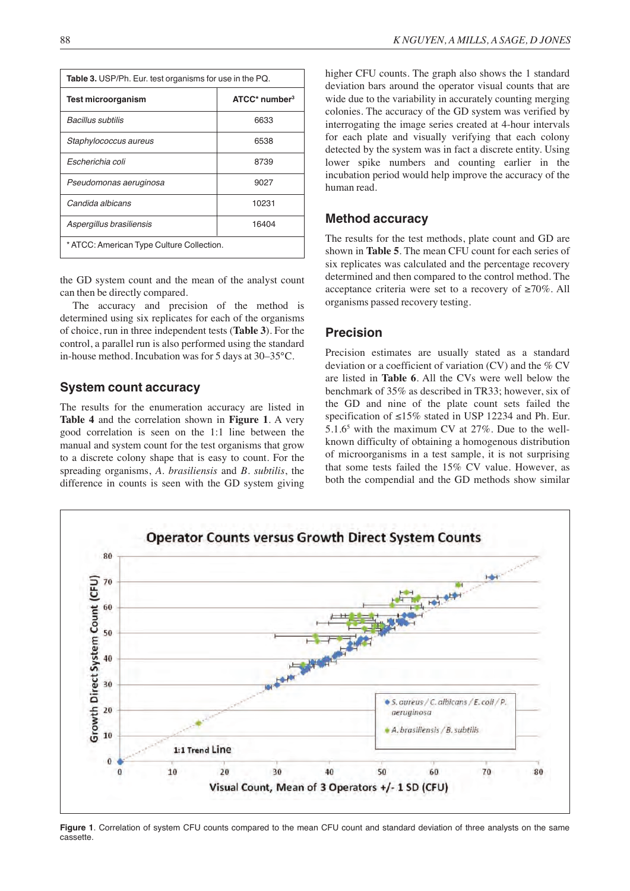**Table 3.** USP/Ph. Eur. test organisms for use in the PQ.

| Test microorganism | ATCC* number[3] |
|---|---|
| *Bacillus subtilis* | 6633 |
| *Staphylococcus aureus* | 6538 |
| *Escherichia coli* | 8739 |
| *Pseudomonas aeruginosa* | 9027 |
| *Candida albicans* | 10231 |
| *Aspergillus brasiliensis* | 16404 |

\* ATCC: American Type Culture Collection.

the GD system count and the mean of the analyst count can then be directly compared.

The accuracy and precision of the method is determined using six replicates for each of the organisms of choice, run in three independent tests (**Table 3**). For the control, a parallel run is also performed using the standard in-house method. Incubation was for 5 days at 30–35°C.

## System count accuracy

The results for the enumeration accuracy are listed in **Table 4** and the correlation shown in **Figure 1**. A very good correlation is seen on the 1:1 line between the manual and system count for the test organisms that grow to a discrete colony shape that is easy to count. For the spreading organisms, *A. brasiliensis* and *B. subtilis*, the difference in counts is seen with the GD system giving higher CFU counts. The graph also shows the 1 standard deviation bars around the operator visual counts that are wide due to the variability in accurately counting merging colonies. The accuracy of the GD system was verified by interrogating the image series created at 4-hour intervals for each plate and visually verifying that each colony detected by the system was in fact a discrete entity. Using lower spike numbers and counting earlier in the incubation period would help improve the accuracy of the human read.

## Method accuracy

The results for the test methods, plate count and GD are shown in **Table 5**. The mean CFU count for each series of six replicates was calculated and the percentage recovery determined and then compared to the control method. The acceptance criteria were set to a recovery of ≥70%. All organisms passed recovery testing.

## Precision

Precision estimates are usually stated as a standard deviation or a coefficient of variation (CV) and the % CV are listed in **Table 6**. All the CVs were well below the benchmark of 35% as described in TR33; however, six of the GD and nine of the plate count sets failed the specification of ≤15% stated in USP 12234 and Ph. Eur. 5.1.6[5] with the maximum CV at 27%. Due to the well-known difficulty of obtaining a homogenous distribution of microorganisms in a test sample, it is not surprising that some tests failed the 15% CV value. However, as both the compendial and the GD methods show similar

**Figure 1**. Correlation of system CFU counts compared to the mean CFU count and standard deviation of three analysts on the same cassette.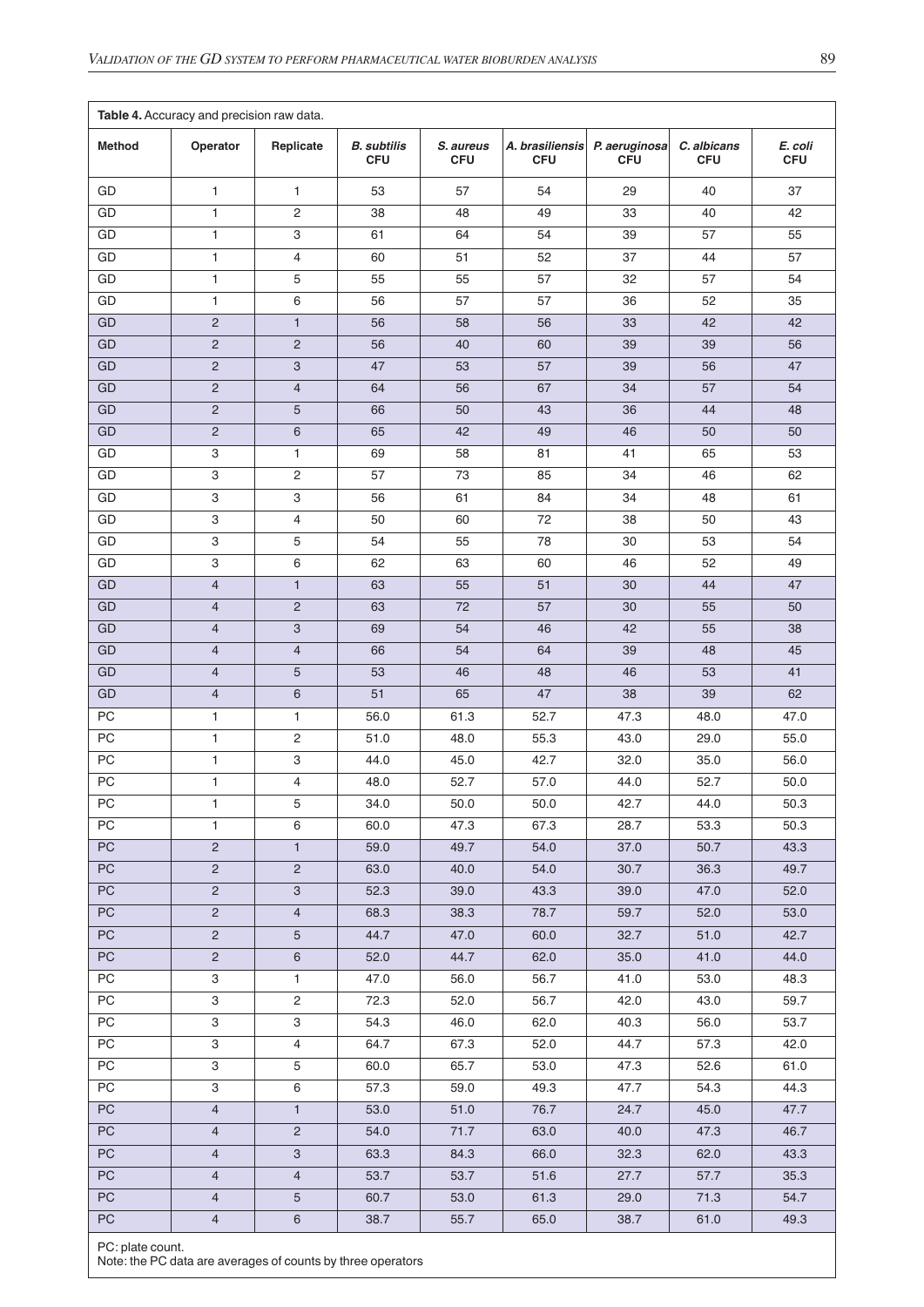**Table 4.** Accuracy and precision raw data.

| Method | Operator | Replicate | *B. subtilis* CFU | *S. aureus* CFU | *A. brasiliensis* CFU | *P. aeruginosa* CFU | *C. albicans* CFU | *E. coli* CFU |
|---|---|---|---|---|---|---|---|---|
| GD | 1 | 1 | 53 | 57 | 54 | 29 | 40 | 37 |
| GD | 1 | 2 | 38 | 48 | 49 | 33 | 40 | 42 |
| GD | 1 | 3 | 61 | 64 | 54 | 39 | 57 | 55 |
| GD | 1 | 4 | 60 | 51 | 52 | 37 | 44 | 57 |
| GD | 1 | 5 | 55 | 55 | 57 | 32 | 57 | 54 |
| GD | 1 | 6 | 56 | 57 | 57 | 36 | 52 | 35 |
| GD | 2 | 1 | 56 | 58 | 56 | 33 | 42 | 42 |
| GD | 2 | 2 | 56 | 40 | 60 | 39 | 39 | 56 |
| GD | 2 | 3 | 47 | 53 | 57 | 39 | 56 | 47 |
| GD | 2 | 4 | 64 | 56 | 67 | 34 | 57 | 54 |
| GD | 2 | 5 | 66 | 50 | 43 | 36 | 44 | 48 |
| GD | 2 | 6 | 65 | 42 | 49 | 46 | 50 | 50 |
| GD | 3 | 1 | 69 | 58 | 81 | 41 | 65 | 53 |
| GD | 3 | 2 | 57 | 73 | 85 | 34 | 46 | 62 |
| GD | 3 | 3 | 56 | 61 | 84 | 34 | 48 | 61 |
| GD | 3 | 4 | 50 | 60 | 72 | 38 | 50 | 43 |
| GD | 3 | 5 | 54 | 55 | 78 | 30 | 53 | 54 |
| GD | 3 | 6 | 62 | 63 | 60 | 46 | 52 | 49 |
| GD | 4 | 1 | 63 | 55 | 51 | 30 | 44 | 47 |
| GD | 4 | 2 | 63 | 72 | 57 | 30 | 55 | 50 |
| GD | 4 | 3 | 69 | 54 | 46 | 42 | 55 | 38 |
| GD | 4 | 4 | 66 | 54 | 64 | 39 | 48 | 45 |
| GD | 4 | 5 | 53 | 46 | 48 | 46 | 53 | 41 |
| GD | 4 | 6 | 51 | 65 | 47 | 38 | 39 | 62 |
| PC | 1 | 1 | 56.0 | 61.3 | 52.7 | 47.3 | 48.0 | 47.0 |
| PC | 1 | 2 | 51.0 | 48.0 | 55.3 | 43.0 | 29.0 | 55.0 |
| PC | 1 | 3 | 44.0 | 45.0 | 42.7 | 32.0 | 35.0 | 56.0 |
| PC | 1 | 4 | 48.0 | 52.7 | 57.0 | 44.0 | 52.7 | 50.0 |
| PC | 1 | 5 | 34.0 | 50.0 | 50.0 | 42.7 | 44.0 | 50.3 |
| PC | 1 | 6 | 60.0 | 47.3 | 67.3 | 28.7 | 53.3 | 50.3 |
| PC | 2 | 1 | 59.0 | 49.7 | 54.0 | 37.0 | 50.7 | 43.3 |
| PC | 2 | 2 | 63.0 | 40.0 | 54.0 | 30.7 | 36.3 | 49.7 |
| PC | 2 | 3 | 52.3 | 39.0 | 43.3 | 39.0 | 47.0 | 52.0 |
| PC | 2 | 4 | 68.3 | 38.3 | 78.7 | 59.7 | 52.0 | 53.0 |
| PC | 2 | 5 | 44.7 | 47.0 | 60.0 | 32.7 | 51.0 | 42.7 |
| PC | 2 | 6 | 52.0 | 44.7 | 62.0 | 35.0 | 41.0 | 44.0 |
| PC | 3 | 1 | 47.0 | 56.0 | 56.7 | 41.0 | 53.0 | 48.3 |
| PC | 3 | 2 | 72.3 | 52.0 | 56.7 | 42.0 | 43.0 | 59.7 |
| PC | 3 | 3 | 54.3 | 46.0 | 62.0 | 40.3 | 56.0 | 53.7 |
| PC | 3 | 4 | 64.7 | 67.3 | 52.0 | 44.7 | 57.3 | 42.0 |
| PC | 3 | 5 | 60.0 | 65.7 | 53.0 | 47.3 | 52.6 | 61.0 |
| PC | 3 | 6 | 57.3 | 59.0 | 49.3 | 47.7 | 54.3 | 44.3 |
| PC | 4 | 1 | 53.0 | 51.0 | 76.7 | 24.7 | 45.0 | 47.7 |
| PC | 4 | 2 | 54.0 | 71.7 | 63.0 | 40.0 | 47.3 | 46.7 |
| PC | 4 | 3 | 63.3 | 84.3 | 66.0 | 32.3 | 62.0 | 43.3 |
| PC | 4 | 4 | 53.7 | 53.7 | 51.6 | 27.7 | 57.7 | 35.3 |
| PC | 4 | 5 | 60.7 | 53.0 | 61.3 | 29.0 | 71.3 | 54.7 |
| PC | 4 | 6 | 38.7 | 55.7 | 65.0 | 38.7 | 61.0 | 49.3 |

PC: plate count.
Note: the PC data are averages of counts by three operators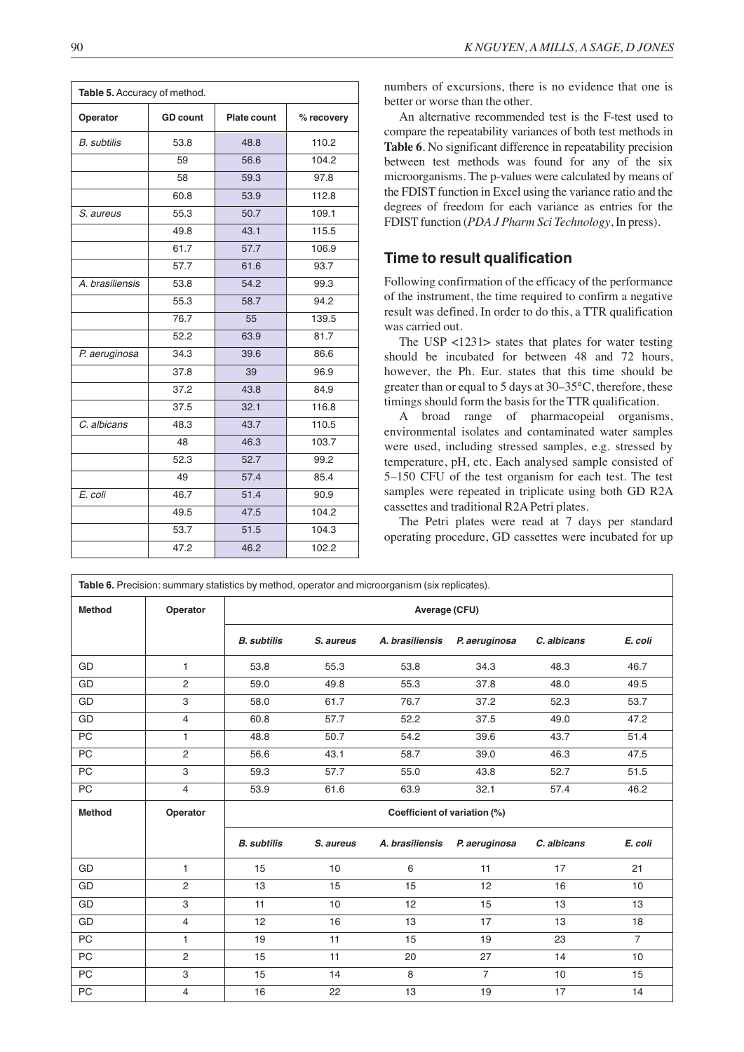**Table 5.** Accuracy of method.

| Operator | GD count | Plate count | % recovery |
|---|---|---|---|
| *B. subtilis* | 53.8 | 48.8 | 110.2 |
| | 59 | 56.6 | 104.2 |
| | 58 | 59.3 | 97.8 |
| | 60.8 | 53.9 | 112.8 |
| *S. aureus* | 55.3 | 50.7 | 109.1 |
| | 49.8 | 43.1 | 115.5 |
| | 61.7 | 57.7 | 106.9 |
| | 57.7 | 61.6 | 93.7 |
| *A. brasiliensis* | 53.8 | 54.2 | 99.3 |
| | 55.3 | 58.7 | 94.2 |
| | 76.7 | 55 | 139.5 |
| | 52.2 | 63.9 | 81.7 |
| *P. aeruginosa* | 34.3 | 39.6 | 86.6 |
| | 37.8 | 39 | 96.9 |
| | 37.2 | 43.8 | 84.9 |
| | 37.5 | 32.1 | 116.8 |
| *C. albicans* | 48.3 | 43.7 | 110.5 |
| | 48 | 46.3 | 103.7 |
| | 52.3 | 52.7 | 99.2 |
| | 49 | 57.4 | 85.4 |
| *E. coli* | 46.7 | 51.4 | 90.9 |
| | 49.5 | 47.5 | 104.2 |
| | 53.7 | 51.5 | 104.3 |
| | 47.2 | 46.2 | 102.2 |

numbers of excursions, there is no evidence that one is better or worse than the other.

An alternative recommended test is the F-test used to compare the repeatability variances of both test methods in **Table 6**. No significant difference in repeatability precision between test methods was found for any of the six microorganisms. The p-values were calculated by means of the FDIST function in Excel using the variance ratio and the degrees of freedom for each variance as entries for the FDIST function (*PDA J Pharm Sci Technology*, In press).

## Time to result qualification

Following confirmation of the efficacy of the performance of the instrument, the time required to confirm a negative result was defined. In order to do this, a TTR qualification was carried out.

The USP <1231> states that plates for water testing should be incubated for between 48 and 72 hours, however, the Ph. Eur. states that this time should be greater than or equal to 5 days at 30–35°C, therefore, these timings should form the basis for the TTR qualification.

A broad range of pharmacopeial organisms, environmental isolates and contaminated water samples were used, including stressed samples, e.g. stressed by temperature, pH, etc. Each analysed sample consisted of 5–150 CFU of the test organism for each test. The test samples were repeated in triplicate using both GD R2A cassettes and traditional R2A Petri plates.

The Petri plates were read at 7 days per standard operating procedure, GD cassettes were incubated for up

**Table 6.** Precision: summary statistics by method, operator and microorganism (six replicates).

| Method | Operator | Average (CFU) | | | | | |
|---|---|---|---|---|---|---|---|
| | | ***B. subtilis*** | ***S. aureus*** | ***A. brasiliensis*** | ***P. aeruginosa*** | ***C. albicans*** | ***E. coli*** |
| GD | 1 | 53.8 | 55.3 | 53.8 | 34.3 | 48.3 | 46.7 |
| GD | 2 | 59.0 | 49.8 | 55.3 | 37.8 | 48.0 | 49.5 |
| GD | 3 | 58.0 | 61.7 | 76.7 | 37.2 | 52.3 | 53.7 |
| GD | 4 | 60.8 | 57.7 | 52.2 | 37.5 | 49.0 | 47.2 |
| PC | 1 | 48.8 | 50.7 | 54.2 | 39.6 | 43.7 | 51.4 |
| PC | 2 | 56.6 | 43.1 | 58.7 | 39.0 | 46.3 | 47.5 |
| PC | 3 | 59.3 | 57.7 | 55.0 | 43.8 | 52.7 | 51.5 |
| PC | 4 | 53.9 | 61.6 | 63.9 | 32.1 | 57.4 | 46.2 |
| **Method** | **Operator** | **Coefficient of variation (%)** | | | | | |
| | | ***B. subtilis*** | ***S. aureus*** | ***A. brasiliensis*** | ***P. aeruginosa*** | ***C. albicans*** | ***E. coli*** |
| GD | 1 | 15 | 10 | 6 | 11 | 17 | 21 |
| GD | 2 | 13 | 15 | 15 | 12 | 16 | 10 |
| GD | 3 | 11 | 10 | 12 | 15 | 13 | 13 |
| GD | 4 | 12 | 16 | 13 | 17 | 13 | 18 |
| PC | 1 | 19 | 11 | 15 | 19 | 23 | 7 |
| PC | 2 | 15 | 11 | 20 | 27 | 14 | 10 |
| PC | 3 | 15 | 14 | 8 | 7 | 10 | 15 |
| PC | 4 | 16 | 22 | 13 | 19 | 17 | 14 |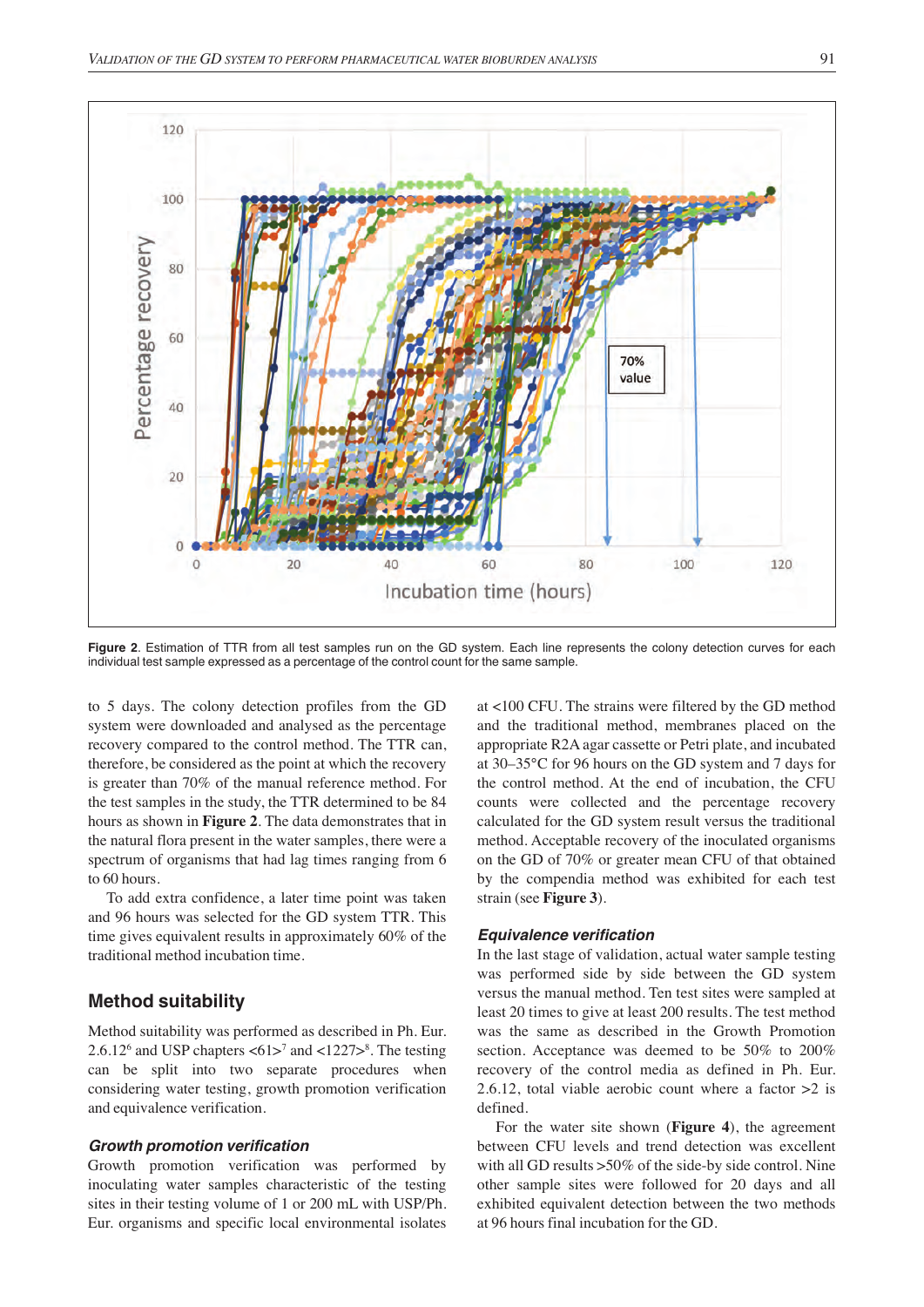**Figure 2**. Estimation of TTR from all test samples run on the GD system. Each line represents the colony detection curves for each individual test sample expressed as a percentage of the control count for the same sample.

to 5 days. The colony detection profiles from the GD system were downloaded and analysed as the percentage recovery compared to the control method. The TTR can, therefore, be considered as the point at which the recovery is greater than 70% of the manual reference method. For the test samples in the study, the TTR determined to be 84 hours as shown in **Figure 2**. The data demonstrates that in the natural flora present in the water samples, there were a spectrum of organisms that had lag times ranging from 6 to 60 hours.

To add extra confidence, a later time point was taken and 96 hours was selected for the GD system TTR. This time gives equivalent results in approximately 60% of the traditional method incubation time.

## Method suitability

Method suitability was performed as described in Ph. Eur. 2.6.12[6] and USP chapters <61>[7] and <1227>[8]. The testing can be split into two separate procedures when considering water testing, growth promotion verification and equivalence verification.

### *Growth promotion verification*

Growth promotion verification was performed by inoculating water samples characteristic of the testing sites in their testing volume of 1 or 200 mL with USP/Ph. Eur. organisms and specific local environmental isolates at <100 CFU. The strains were filtered by the GD method and the traditional method, membranes placed on the appropriate R2A agar cassette or Petri plate, and incubated at 30–35°C for 96 hours on the GD system and 7 days for the control method. At the end of incubation, the CFU counts were collected and the percentage recovery calculated for the GD system result versus the traditional method. Acceptable recovery of the inoculated organisms on the GD of 70% or greater mean CFU of that obtained by the compendia method was exhibited for each test strain (see **Figure 3**).

### *Equivalence verification*

In the last stage of validation, actual water sample testing was performed side by side between the GD system versus the manual method. Ten test sites were sampled at least 20 times to give at least 200 results. The test method was the same as described in the Growth Promotion section. Acceptance was deemed to be 50% to 200% recovery of the control media as defined in Ph. Eur. 2.6.12, total viable aerobic count where a factor >2 is defined.

For the water site shown (**Figure 4**), the agreement between CFU levels and trend detection was excellent with all GD results >50% of the side-by side control. Nine other sample sites were followed for 20 days and all exhibited equivalent detection between the two methods at 96 hours final incubation for the GD.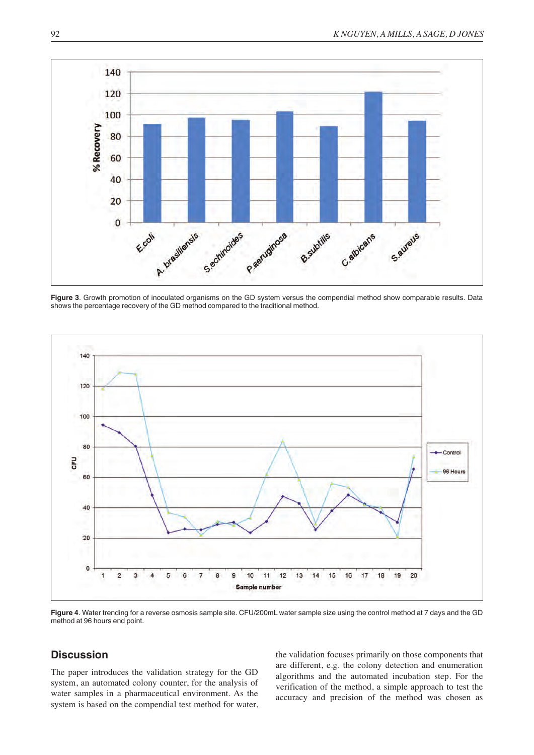**Figure 3**. Growth promotion of inoculated organisms on the GD system versus the compendial method show comparable results. Data shows the percentage recovery of the GD method compared to the traditional method.

**Figure 4**. Water trending for a reverse osmosis sample site. CFU/200mL water sample size using the control method at 7 days and the GD method at 96 hours end point.

## Discussion

The paper introduces the validation strategy for the GD system, an automated colony counter, for the analysis of water samples in a pharmaceutical environment. As the system is based on the compendial test method for water, the validation focuses primarily on those components that are different, e.g. the colony detection and enumeration algorithms and the automated incubation step. For the verification of the method, a simple approach to test the accuracy and precision of the method was chosen as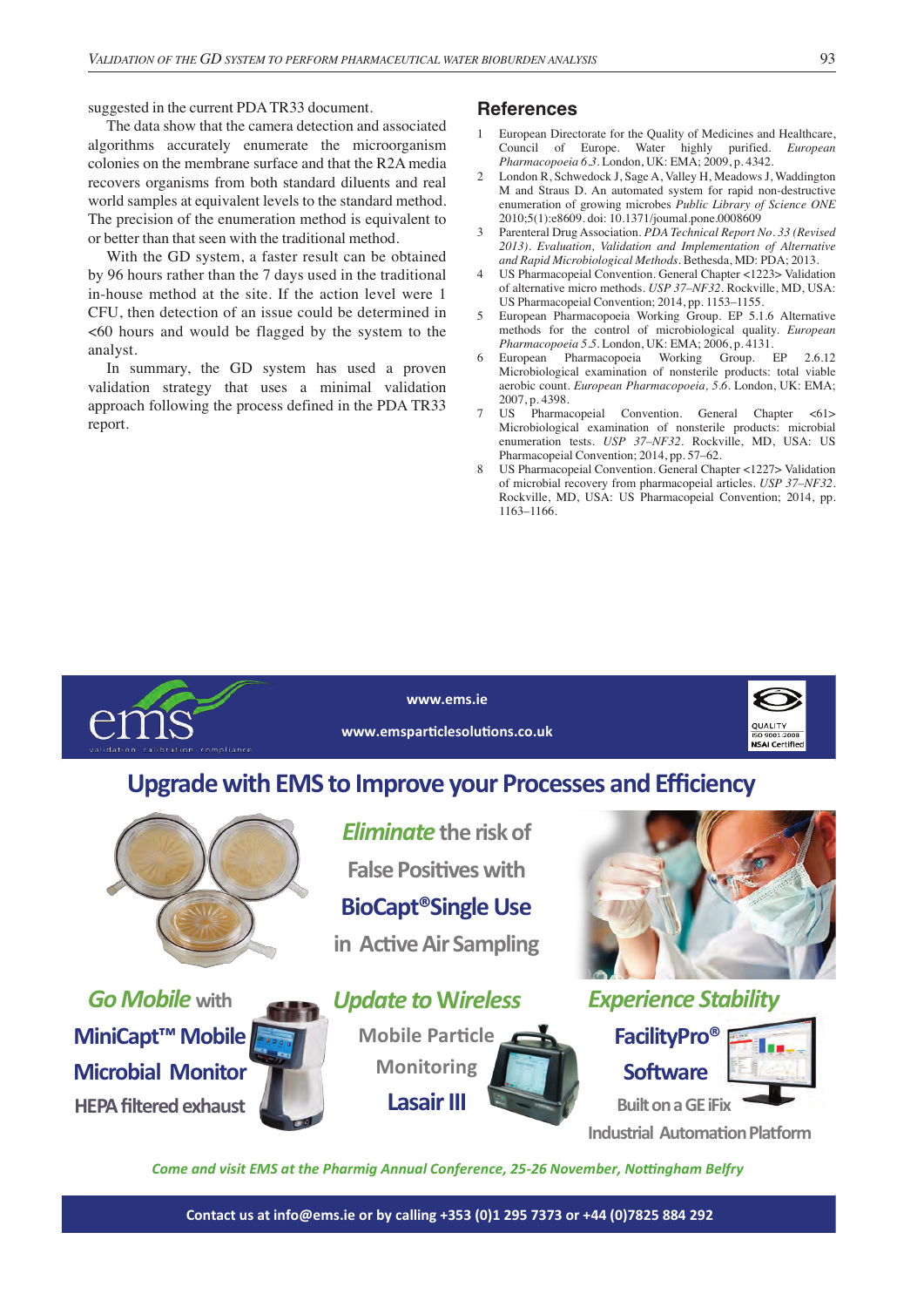suggested in the current PDA TR33 document.

The data show that the camera detection and associated algorithms accurately enumerate the microorganism colonies on the membrane surface and that the R2A media recovers organisms from both standard diluents and real world samples at equivalent levels to the standard method. The precision of the enumeration method is equivalent to or better than that seen with the traditional method.

With the GD system, a faster result can be obtained by 96 hours rather than the 7 days used in the traditional in-house method at the site. If the action level were 1 CFU, then detection of an issue could be determined in <60 hours and would be flagged by the system to the analyst.

In summary, the GD system has used a proven validation strategy that uses a minimal validation approach following the process defined in the PDA TR33 report.

## References

1. European Directorate for the Quality of Medicines and Healthcare, Council of Europe. Water highly purified. *European Pharmacopoeia 6.3*. London, UK: EMA; 2009, p. 4342.
2. London R, Schwedock J, Sage A, Valley H, Meadows J, Waddington M and Straus D. An automated system for rapid non-destructive enumeration of growing microbes *Public Library of Science ONE* 2010;5(1):e8609. doi: 10.1371/journal.pone.0008609
3. Parenteral Drug Association. *PDA Technical Report No. 33 (Revised 2013). Evaluation, Validation and Implementation of Alternative and Rapid Microbiological Methods*. Bethesda, MD: PDA; 2013.
4. US Pharmacopeial Convention. General Chapter <1223> Validation of alternative micro methods. *USP 37–NF32*. Rockville, MD, USA: US Pharmacopeial Convention; 2014, pp. 1153–1155.
5. European Pharmacopoeia Working Group. EP 5.1.6 Alternative methods for the control of microbiological quality. *European Pharmacopoeia 5.5*. London, UK: EMA; 2006, p. 4131.
6. European Pharmacopoeia Working Group. EP 2.6.12 Microbiological examination of nonsterile products: total viable aerobic count. *European Pharmacopoeia, 5.6*. London, UK: EMA; 2007, p. 4398.
7. US Pharmacopeial Convention. General Chapter <61> Microbiological examination of nonsterile products: microbial enumeration tests. *USP 37–NF32*. Rockville, MD, USA: US Pharmacopeial Convention; 2014, pp. 57–62.
8. US Pharmacopeial Convention. General Chapter <1227> Validation of microbial recovery from pharmacopeial articles. *USP 37–NF32*. Rockville, MD, USA: US Pharmacopeial Convention; 2014, pp. 1163–1166.